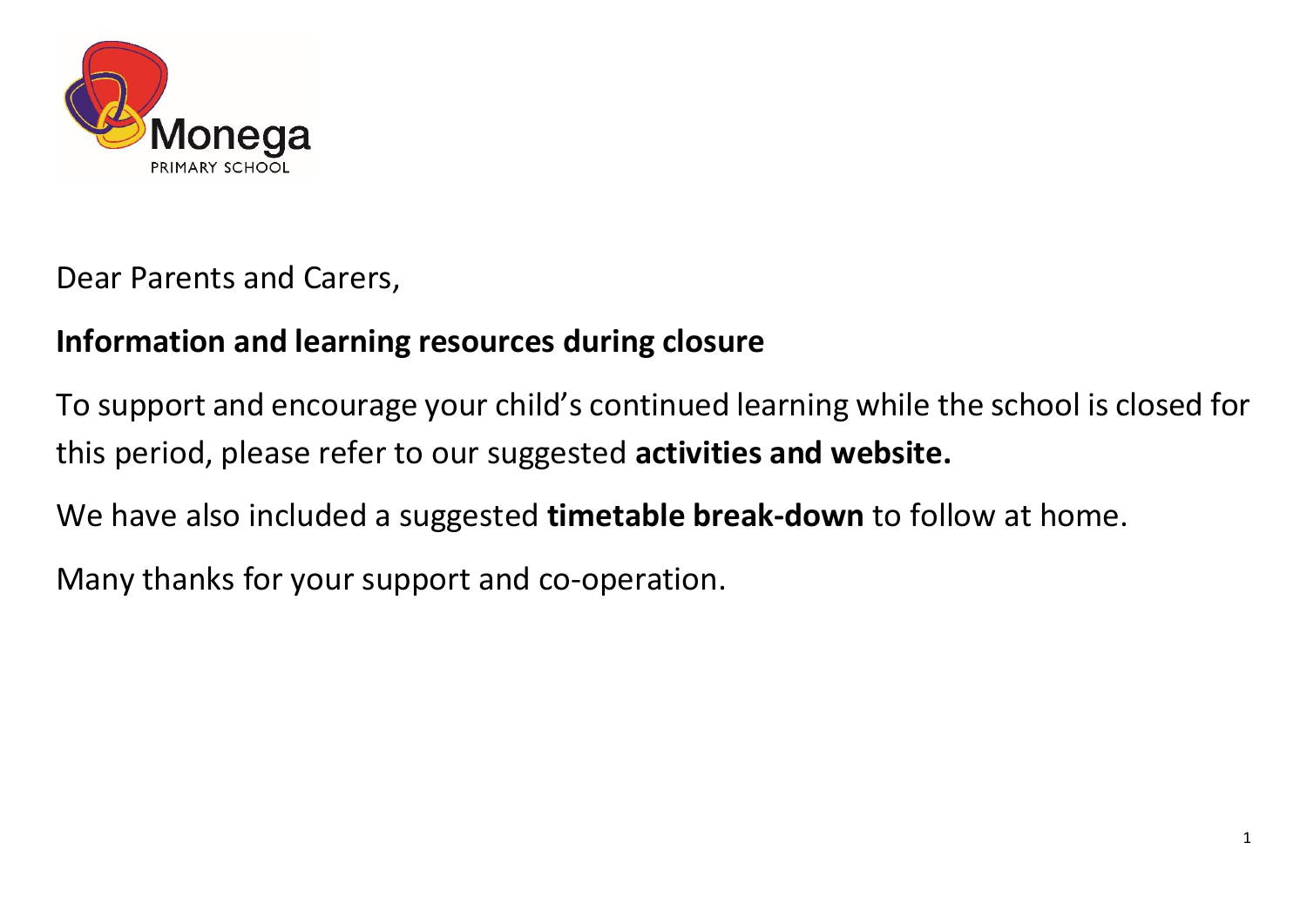Monega
PRIMARY SCHOOL

Dear Parents and Carers,

**Information and learning resources during closure**

To support and encourage your child's continued learning while the school is closed for this period, please refer to our suggested **activities and website.**

We have also included a suggested **timetable break-down** to follow at home.

Many thanks for your support and co-operation.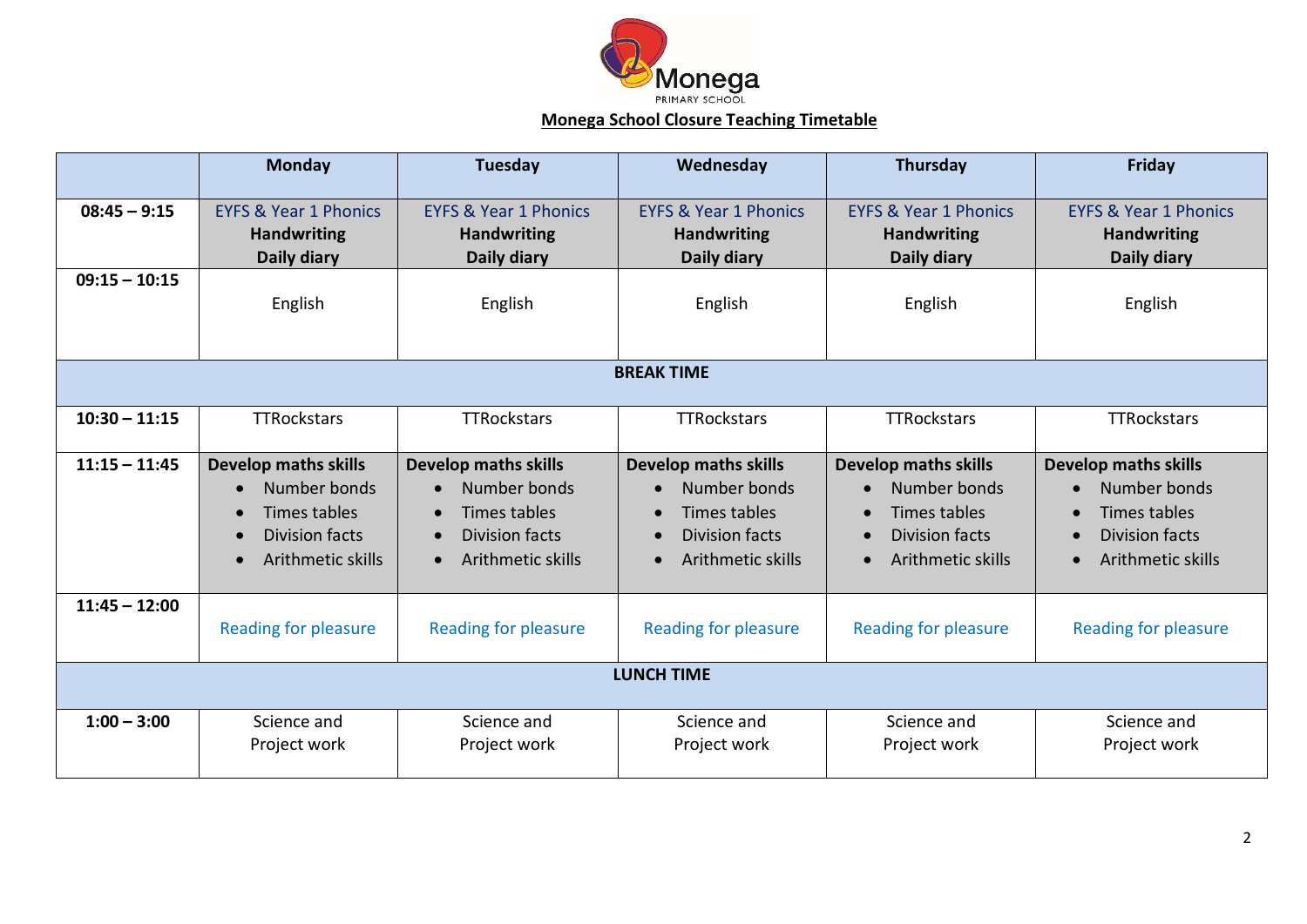# Monega School Closure Teaching Timetable

| | Monday | Tuesday | Wednesday | Thursday | Friday |
|---|---|---|---|---|---|
| **08:45 – 9:15** | EYFS & Year 1 Phonics<br>**Handwriting**<br>**Daily diary** | EYFS & Year 1 Phonics<br>**Handwriting**<br>**Daily diary** | EYFS & Year 1 Phonics<br>**Handwriting**<br>**Daily diary** | EYFS & Year 1 Phonics<br>**Handwriting**<br>**Daily diary** | EYFS & Year 1 Phonics<br>**Handwriting**<br>**Daily diary** |
| **09:15 – 10:15** | English | English | English | English | English |
| **BREAK TIME** | | | | | |
| **10:30 – 11:15** | TTRockstars | TTRockstars | TTRockstars | TTRockstars | TTRockstars |
| **11:15 – 11:45** | **Develop maths skills**<br>• Number bonds<br>• Times tables<br>• Division facts<br>• Arithmetic skills | **Develop maths skills**<br>• Number bonds<br>• Times tables<br>• Division facts<br>• Arithmetic skills | **Develop maths skills**<br>• Number bonds<br>• Times tables<br>• Division facts<br>• Arithmetic skills | **Develop maths skills**<br>• Number bonds<br>• Times tables<br>• Division facts<br>• Arithmetic skills | **Develop maths skills**<br>• Number bonds<br>• Times tables<br>• Division facts<br>• Arithmetic skills |
| **11:45 – 12:00** | Reading for pleasure | Reading for pleasure | Reading for pleasure | Reading for pleasure | Reading for pleasure |
| **LUNCH TIME** | | | | | |
| **1:00 – 3:00** | Science and Project work | Science and Project work | Science and Project work | Science and Project work | Science and Project work |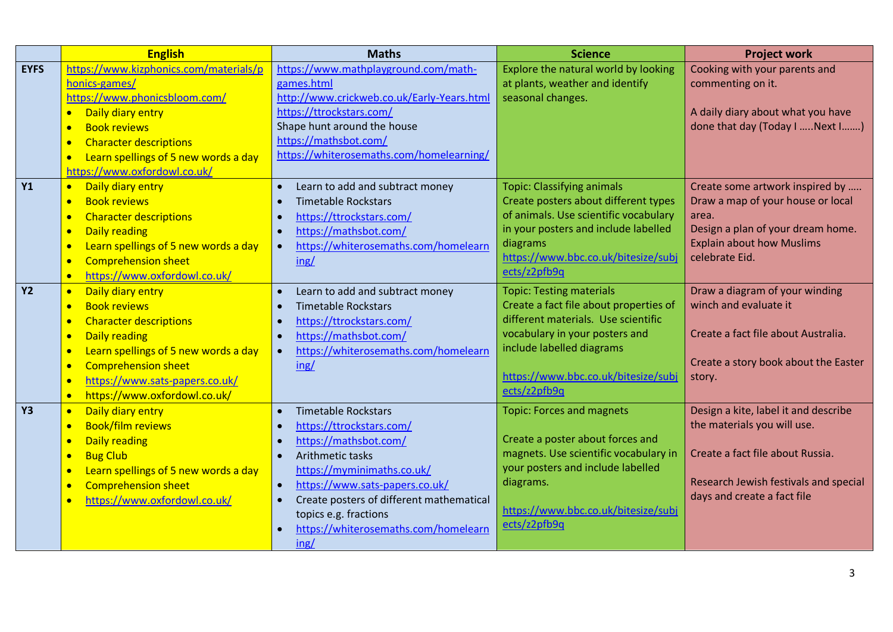| | English | Maths | Science | Project work |
|---|---|---|---|---|
| EYFS | https://www.kizphonics.com/materials/phonics-games/ <br> https://www.phonicsbloom.com/ <br> • Daily diary entry <br> • Book reviews <br> • Character descriptions <br> • Learn spellings of 5 new words a day <br> https://www.oxfordowl.co.uk/ | https://www.mathplayground.com/math-games.html <br> http://www.crickweb.co.uk/Early-Years.html <br> https://ttrockstars.com/ <br> Shape hunt around the house <br> https://mathsbot.com/ <br> https://whiterosemaths.com/homelearning/ | Explore the natural world by looking at plants, weather and identify seasonal changes. | Cooking with your parents and commenting on it. <br><br> A daily diary about what you have done that day (Today I …..Next I…….) |
| Y1 | • Daily diary entry <br> • Book reviews <br> • Character descriptions <br> • Daily reading <br> • Learn spellings of 5 new words a day <br> • Comprehension sheet <br> • https://www.oxfordowl.co.uk/ | • Learn to add and subtract money <br> • Timetable Rockstars <br> • https://ttrockstars.com/ <br> • https://mathsbot.com/ <br> • https://whiterosemaths.com/homelearning/ | Topic: Classifying animals <br> Create posters about different types of animals. Use scientific vocabulary in your posters and include labelled diagrams <br> https://www.bbc.co.uk/bitesize/subjects/z2pfb9q | Create some artwork inspired by ….. <br> Draw a map of your house or local area. <br> Design a plan of your dream home. <br> Explain about how Muslims celebrate Eid. |
| Y2 | • Daily diary entry <br> • Book reviews <br> • Character descriptions <br> • Daily reading <br> • Learn spellings of 5 new words a day <br> • Comprehension sheet <br> • https://www.sats-papers.co.uk/ <br> • https://www.oxfordowl.co.uk/ | • Learn to add and subtract money <br> • Timetable Rockstars <br> • https://ttrockstars.com/ <br> • https://mathsbot.com/ <br> • https://whiterosemaths.com/homelearning/ | Topic: Testing materials <br> Create a fact file about properties of different materials. Use scientific vocabulary in your posters and include labelled diagrams <br><br> https://www.bbc.co.uk/bitesize/subjects/z2pfb9q | Draw a diagram of your winding winch and evaluate it <br><br> Create a fact file about Australia. <br><br> Create a story book about the Easter story. |
| Y3 | • Daily diary entry <br> • Book/film reviews <br> • Daily reading <br> • Bug Club <br> • Learn spellings of 5 new words a day <br> • Comprehension sheet <br> • https://www.oxfordowl.co.uk/ | • Timetable Rockstars <br> • https://ttrockstars.com/ <br> • https://mathsbot.com/ <br> • Arithmetic tasks https://myminimaths.co.uk/ <br> • https://www.sats-papers.co.uk/ <br> • Create posters of different mathematical topics e.g. fractions <br> • https://whiterosemaths.com/homelearning/ | Topic: Forces and magnets <br><br> Create a poster about forces and magnets. Use scientific vocabulary in your posters and include labelled diagrams. <br><br> https://www.bbc.co.uk/bitesize/subjects/z2pfb9q | Design a kite, label it and describe the materials you will use. <br><br> Create a fact file about Russia. <br><br> Research Jewish festivals and special days and create a fact file |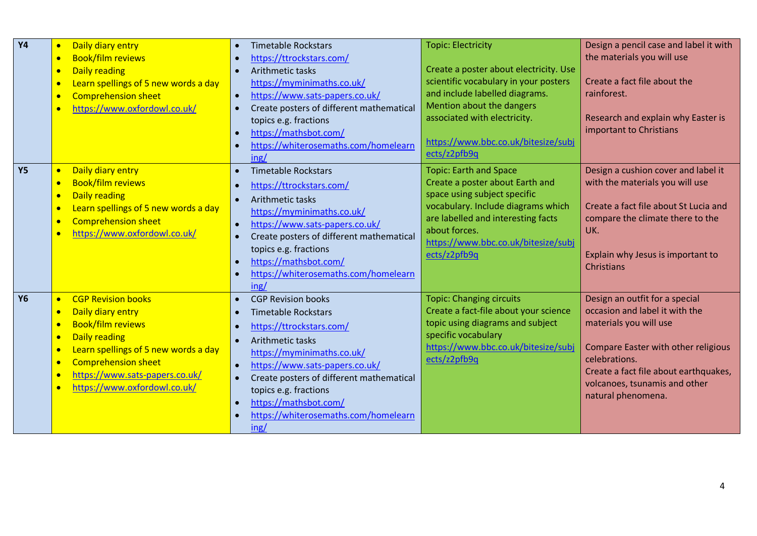| Y4 | • Daily diary entry<br>• Book/film reviews<br>• Daily reading<br>• Learn spellings of 5 new words a day<br>• Comprehension sheet<br>• https://www.oxfordowl.co.uk/ | • Timetable Rockstars<br>• https://ttrockstars.com/<br>• Arithmetic tasks https://myminimaths.co.uk/<br>• https://www.sats-papers.co.uk/<br>• Create posters of different mathematical topics e.g. fractions<br>• https://mathsbot.com/<br>• https://whiterosemaths.com/homelearning/ | Topic: Electricity<br><br>Create a poster about electricity. Use scientific vocabulary in your posters and include labelled diagrams. Mention about the dangers associated with electricity.<br><br>https://www.bbc.co.uk/bitesize/subjects/z2pfb9q | Design a pencil case and label it with the materials you will use<br><br>Create a fact file about the rainforest.<br><br>Research and explain why Easter is important to Christians |
|---|---|---|---|---|
| Y5 | • Daily diary entry<br>• Book/film reviews<br>• Daily reading<br>• Learn spellings of 5 new words a day<br>• Comprehension sheet<br>• https://www.oxfordowl.co.uk/ | • Timetable Rockstars<br>• https://ttrockstars.com/<br>• Arithmetic tasks https://myminimaths.co.uk/<br>• https://www.sats-papers.co.uk/<br>• Create posters of different mathematical topics e.g. fractions<br>• https://mathsbot.com/<br>• https://whiterosemaths.com/homelearning/ | Topic: Earth and Space<br>Create a poster about Earth and space using subject specific vocabulary. Include diagrams which are labelled and interesting facts about forces.<br>https://www.bbc.co.uk/bitesize/subjects/z2pfb9q | Design a cushion cover and label it with the materials you will use<br><br>Create a fact file about St Lucia and compare the climate there to the UK.<br><br>Explain why Jesus is important to Christians |
| Y6 | • CGP Revision books<br>• Daily diary entry<br>• Book/film reviews<br>• Daily reading<br>• Learn spellings of 5 new words a day<br>• Comprehension sheet<br>• https://www.sats-papers.co.uk/<br>• https://www.oxfordowl.co.uk/ | • CGP Revision books<br>• Timetable Rockstars<br>• https://ttrockstars.com/<br>• Arithmetic tasks https://myminimaths.co.uk/<br>• https://www.sats-papers.co.uk/<br>• Create posters of different mathematical topics e.g. fractions<br>• https://mathsbot.com/<br>• https://whiterosemaths.com/homelearning/ | Topic: Changing circuits<br>Create a fact-file about your science topic using diagrams and subject specific vocabulary<br>https://www.bbc.co.uk/bitesize/subjects/z2pfb9q | Design an outfit for a special occasion and label it with the materials you will use<br><br>Compare Easter with other religious celebrations.<br>Create a fact file about earthquakes, volcanoes, tsunamis and other natural phenomena. |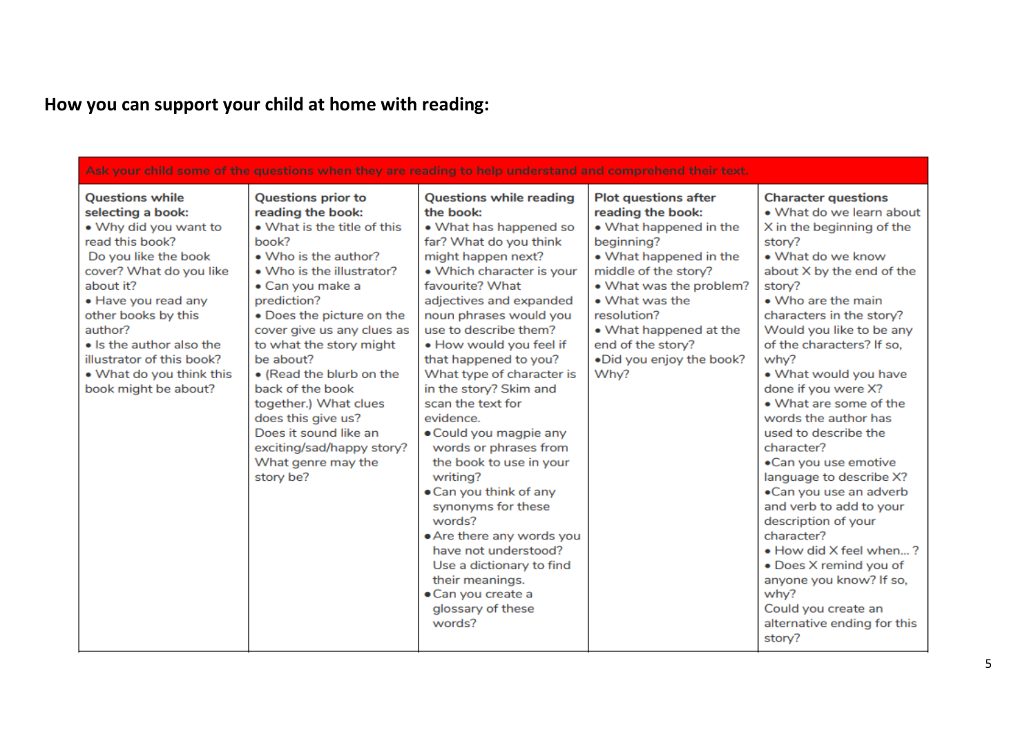## How you can support your child at home with reading:

| Ask your child some of the questions when they are reading to help understand and comprehend their text. | | | | |
|---|---|---|---|---|
| **Questions while selecting a book:**<br>• Why did you want to read this book?<br>Do you like the book cover? What do you like about it?<br>• Have you read any other books by this author?<br>• Is the author also the illustrator of this book?<br>• What do you think this book might be about? | **Questions prior to reading the book:**<br>• What is the title of this book?<br>• Who is the author?<br>• Who is the illustrator?<br>• Can you make a prediction?<br>• Does the picture on the cover give us any clues as to what the story might be about?<br>• (Read the blurb on the back of the book together.) What clues does this give us?<br>Does it sound like an exciting/sad/happy story?<br>What genre may the story be? | **Questions while reading the book:**<br>• What has happened so far? What do you think might happen next?<br>• Which character is your favourite? What adjectives and expanded noun phrases would you use to describe them?<br>• How would you feel if that happened to you?<br>What type of character is in the story? Skim and scan the text for evidence.<br>• Could you magpie any words or phrases from the book to use in your writing?<br>• Can you think of any synonyms for these words?<br>• Are there any words you have not understood? Use a dictionary to find their meanings.<br>• Can you create a glossary of these words? | **Plot questions after reading the book:**<br>• What happened in the beginning?<br>• What happened in the middle of the story?<br>• What was the problem?<br>• What was the resolution?<br>• What happened at the end of the story?<br>• Did you enjoy the book? Why? | **Character questions**<br>• What do we learn about X in the beginning of the story?<br>• What do we know about X by the end of the story?<br>• Who are the main characters in the story? Would you like to be any of the characters? If so, why?<br>• What would you have done if you were X?<br>• What are some of the words the author has used to describe the character?<br>• Can you use emotive language to describe X?<br>• Can you use an adverb and verb to add to your description of your character?<br>• How did X feel when… ?<br>• Does X remind you of anyone you know? If so, why?<br>Could you create an alternative ending for this story? |